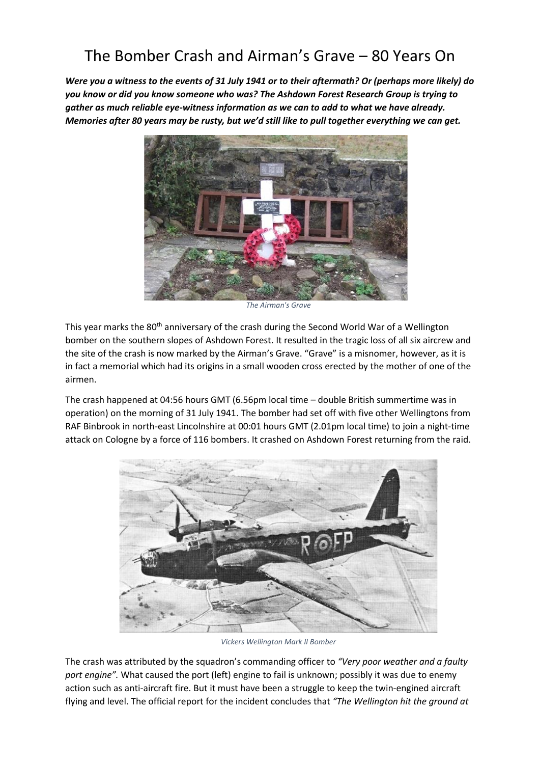# The Bomber Crash and Airman's Grave – 80 Years On

***Were you a witness to the events of 31 July 1941 or to their aftermath? Or (perhaps more likely) do you know or did you know someone who was? The Ashdown Forest Research Group is trying to gather as much reliable eye-witness information as we can to add to what we have already. Memories after 80 years may be rusty, but we'd still like to pull together everything we can get.***

*The Airman's Grave*

This year marks the 80th anniversary of the crash during the Second World War of a Wellington bomber on the southern slopes of Ashdown Forest. It resulted in the tragic loss of all six aircrew and the site of the crash is now marked by the Airman's Grave. "Grave" is a misnomer, however, as it is in fact a memorial which had its origins in a small wooden cross erected by the mother of one of the airmen.

The crash happened at 04:56 hours GMT (6.56pm local time – double British summertime was in operation) on the morning of 31 July 1941. The bomber had set off with five other Wellingtons from RAF Binbrook in north-east Lincolnshire at 00:01 hours GMT (2.01pm local time) to join a night-time attack on Cologne by a force of 116 bombers. It crashed on Ashdown Forest returning from the raid.

*Vickers Wellington Mark II Bomber*

The crash was attributed by the squadron's commanding officer to *"Very poor weather and a faulty port engine".* What caused the port (left) engine to fail is unknown; possibly it was due to enemy action such as anti-aircraft fire. But it must have been a struggle to keep the twin-engined aircraft flying and level. The official report for the incident concludes that *"The Wellington hit the ground at*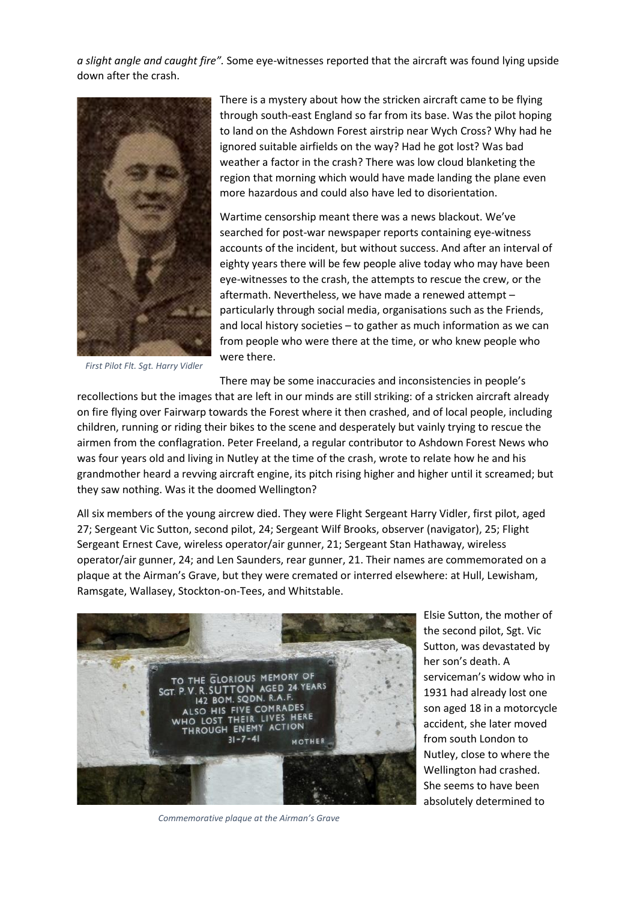*a slight angle and caught fire".* Some eye-witnesses reported that the aircraft was found lying upside down after the crash.

There is a mystery about how the stricken aircraft came to be flying through south-east England so far from its base. Was the pilot hoping to land on the Ashdown Forest airstrip near Wych Cross? Why had he ignored suitable airfields on the way? Had he got lost? Was bad weather a factor in the crash? There was low cloud blanketing the region that morning which would have made landing the plane even more hazardous and could also have led to disorientation.

*First Pilot Flt. Sgt. Harry Vidler*

Wartime censorship meant there was a news blackout. We've searched for post-war newspaper reports containing eye-witness accounts of the incident, but without success. And after an interval of eighty years there will be few people alive today who may have been eye-witnesses to the crash, the attempts to rescue the crew, or the aftermath. Nevertheless, we have made a renewed attempt – particularly through social media, organisations such as the Friends, and local history societies – to gather as much information as we can from people who were there at the time, or who knew people who were there.

There may be some inaccuracies and inconsistencies in people's recollections but the images that are left in our minds are still striking: of a stricken aircraft already on fire flying over Fairwarp towards the Forest where it then crashed, and of local people, including children, running or riding their bikes to the scene and desperately but vainly trying to rescue the airmen from the conflagration. Peter Freeland, a regular contributor to Ashdown Forest News who was four years old and living in Nutley at the time of the crash, wrote to relate how he and his grandmother heard a revving aircraft engine, its pitch rising higher and higher until it screamed; but they saw nothing. Was it the doomed Wellington?

All six members of the young aircrew died. They were Flight Sergeant Harry Vidler, first pilot, aged 27; Sergeant Vic Sutton, second pilot, 24; Sergeant Wilf Brooks, observer (navigator), 25; Flight Sergeant Ernest Cave, wireless operator/air gunner, 21; Sergeant Stan Hathaway, wireless operator/air gunner, 24; and Len Saunders, rear gunner, 21. Their names are commemorated on a plaque at the Airman's Grave, but they were cremated or interred elsewhere: at Hull, Lewisham, Ramsgate, Wallasey, Stockton-on-Tees, and Whitstable.

*Commemorative plaque at the Airman's Grave*

Elsie Sutton, the mother of the second pilot, Sgt. Vic Sutton, was devastated by her son's death. A serviceman's widow who in 1931 had already lost one son aged 18 in a motorcycle accident, she later moved from south London to Nutley, close to where the Wellington had crashed. She seems to have been absolutely determined to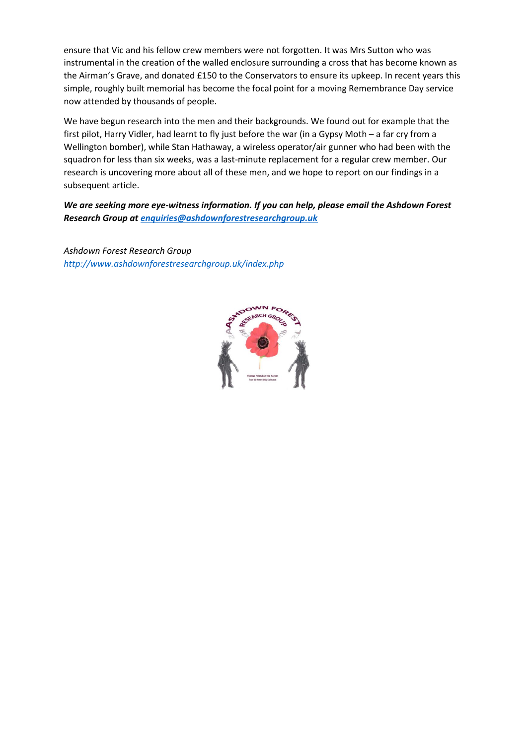ensure that Vic and his fellow crew members were not forgotten. It was Mrs Sutton who was instrumental in the creation of the walled enclosure surrounding a cross that has become known as the Airman's Grave, and donated £150 to the Conservators to ensure its upkeep. In recent years this simple, roughly built memorial has become the focal point for a moving Remembrance Day service now attended by thousands of people.

We have begun research into the men and their backgrounds. We found out for example that the first pilot, Harry Vidler, had learnt to fly just before the war (in a Gypsy Moth – a far cry from a Wellington bomber), while Stan Hathaway, a wireless operator/air gunner who had been with the squadron for less than six weeks, was a last-minute replacement for a regular crew member. Our research is uncovering more about all of these men, and we hope to report on our findings in a subsequent article.

***We are seeking more eye-witness information. If you can help, please email the Ashdown Forest Research Group at [enquiries@ashdownforestresearchgroup.uk](mailto:enquiries@ashdownforestresearchgroup.uk)***

*Ashdown Forest Research Group*
*http://www.ashdownforestresearchgroup.uk/index.php*